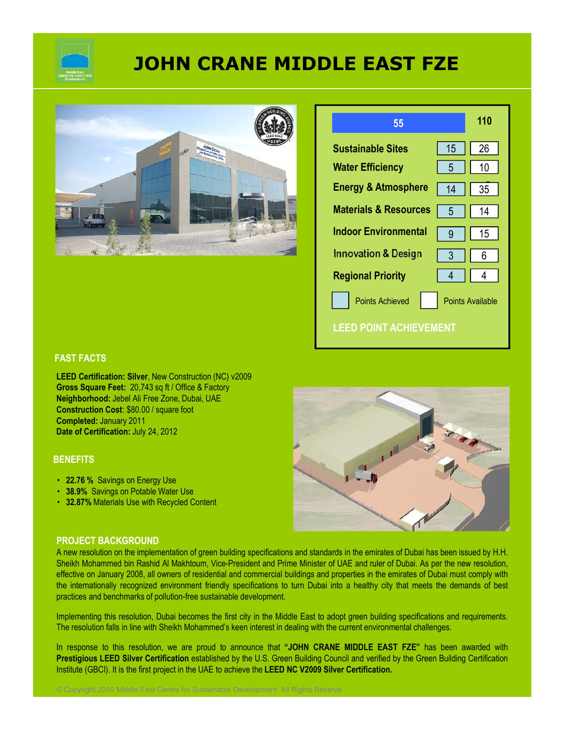# JOHN CRANE MIDDLE EAST FZE

## LEED POINT ACHIEVEMENT

| Category | Points Achieved | Points Available |
|---|---|---|
| Total | 55 | 110 |
| Sustainable Sites | 15 | 26 |
| Water Efficiency | 5 | 10 |
| Energy & Atmosphere | 14 | 35 |
| Materials & Resources | 5 | 14 |
| Indoor Environmental | 9 | 15 |
| Innovation & Design | 3 | 6 |
| Regional Priority | 4 | 4 |

## FAST FACTS

**LEED Certification: Silver**, New Construction (NC) v2009
**Gross Square Feet:** 20,743 sq ft / Office & Factory
**Neighborhood:** Jebel Ali Free Zone, Dubai, UAE
**Construction Cost:** $80.00 / square foot
**Completed:** January 2011
**Date of Certification:** July 24, 2012

## BENEFITS

- **22.76 %** Savings on Energy Use
- **38.9%** Savings on Potable Water Use
- **32.87%** Materials Use with Recycled Content

## PROJECT BACKGROUND

A new resolution on the implementation of green building specifications and standards in the emirates of Dubai has been issued by H.H. Sheikh Mohammed bin Rashid Al Makhtoum, Vice-President and Prime Minister of UAE and ruler of Dubai. As per the new resolution, effective on January 2008, all owners of residential and commercial buildings and properties in the emirates of Dubai must comply with the internationally recognized environment friendly specifications to turn Dubai into a healthy city that meets the demands of best practices and benchmarks of pollution-free sustainable development.

Implementing this resolution, Dubai becomes the first city in the Middle East to adopt green building specifications and requirements. The resolution falls in line with Sheikh Mohammed's keen interest in dealing with the current environmental challenges.

In response to this resolution, we are proud to announce that **"JOHN CRANE MIDDLE EAST FZE"** has been awarded with **Prestigious LEED Silver Certification** established by the U.S. Green Building Council and verified by the Green Building Certification Institute (GBCI). It is the first project in the UAE to achieve the **LEED NC V2009 Silver Certification.**

© Copyright 2010 Middle East Centre for Sustainable Development. All Rights Reserve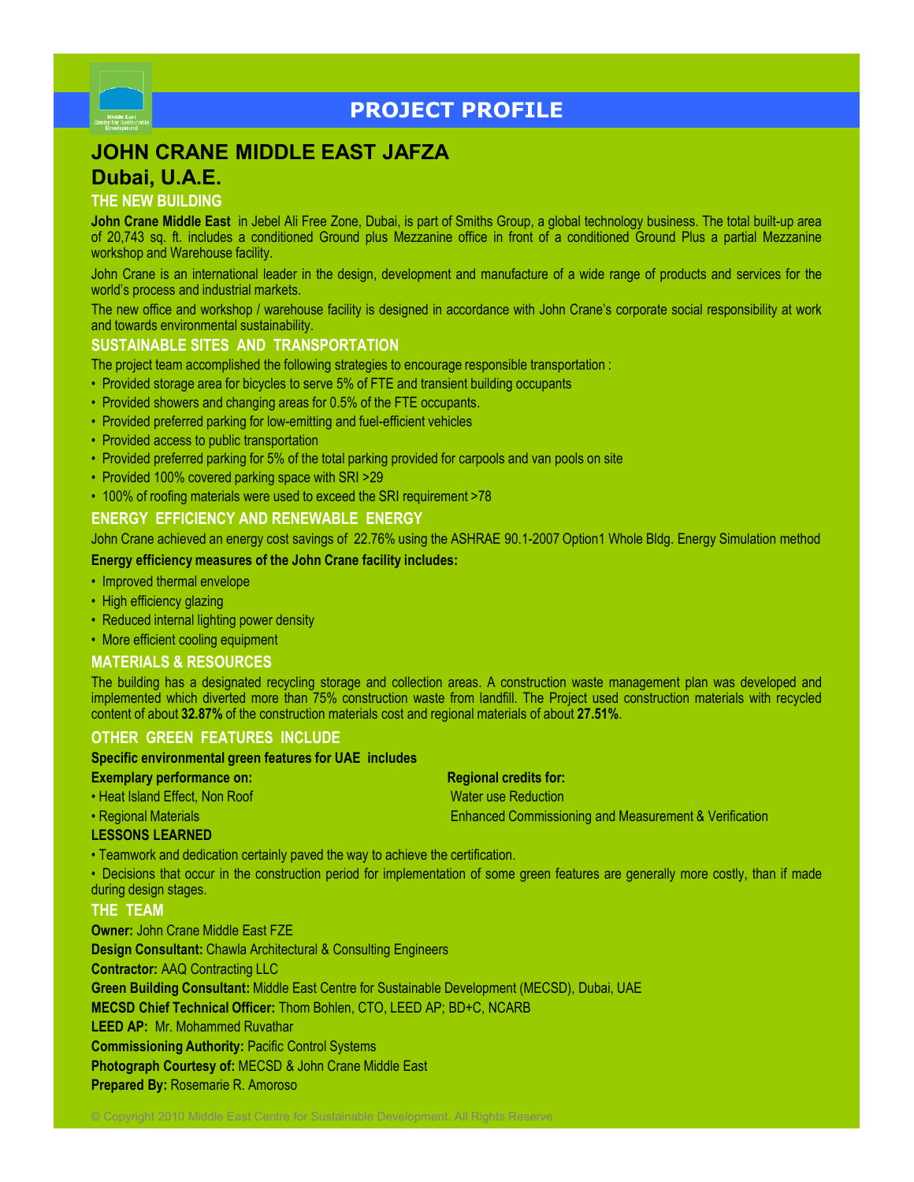# PROJECT PROFILE

## JOHN CRANE MIDDLE EAST JAFZA
## Dubai, U.A.E.

### THE NEW BUILDING

**John Crane Middle East** in Jebel Ali Free Zone, Dubai, is part of Smiths Group, a global technology business. The total built-up area of 20,743 sq. ft. includes a conditioned Ground plus Mezzanine office in front of a conditioned Ground Plus a partial Mezzanine workshop and Warehouse facility.

John Crane is an international leader in the design, development and manufacture of a wide range of products and services for the world's process and industrial markets.

The new office and workshop / warehouse facility is designed in accordance with John Crane's corporate social responsibility at work and towards environmental sustainability.

### SUSTAINABLE SITES AND TRANSPORTATION

The project team accomplished the following strategies to encourage responsible transportation :

- Provided storage area for bicycles to serve 5% of FTE and transient building occupants
- Provided showers and changing areas for 0.5% of the FTE occupants.
- Provided preferred parking for low-emitting and fuel-efficient vehicles
- Provided access to public transportation
- Provided preferred parking for 5% of the total parking provided for carpools and van pools on site
- Provided 100% covered parking space with SRI >29
- 100% of roofing materials were used to exceed the SRI requirement >78

### ENERGY EFFICIENCY AND RENEWABLE ENERGY

John Crane achieved an energy cost savings of 22.76% using the ASHRAE 90.1-2007 Option1 Whole Bldg. Energy Simulation method

**Energy efficiency measures of the John Crane facility includes:**

- Improved thermal envelope
- High efficiency glazing
- Reduced internal lighting power density
- More efficient cooling equipment

### MATERIALS & RESOURCES

The building has a designated recycling storage and collection areas. A construction waste management plan was developed and implemented which diverted more than 75% construction waste from landfill. The Project used construction materials with recycled content of about **32.87%** of the construction materials cost and regional materials of about **27.51%**.

### OTHER GREEN FEATURES INCLUDE

**Specific environmental green features for UAE includes**

**Exemplary performance on:**

- Heat Island Effect, Non Roof
- Regional Materials

**Regional credits for:**

Water use Reduction

Enhanced Commissioning and Measurement & Verification

### LESSONS LEARNED

- Teamwork and dedication certainly paved the way to achieve the certification.
- Decisions that occur in the construction period for implementation of some green features are generally more costly, than if made during design stages.

### THE TEAM

**Owner:** John Crane Middle East FZE

**Design Consultant:** Chawla Architectural & Consulting Engineers

**Contractor:** AAQ Contracting LLC

**Green Building Consultant:** Middle East Centre for Sustainable Development (MECSD), Dubai, UAE

**MECSD Chief Technical Officer:** Thom Bohlen, CTO, LEED AP; BD+C, NCARB

**LEED AP:** Mr. Mohammed Ruvathar

**Commissioning Authority:** Pacific Control Systems

**Photograph Courtesy of:** MECSD & John Crane Middle East

**Prepared By:** Rosemarie R. Amoroso

© Copyright 2010 Middle East Centre for Sustainable Development. All Rights Reserve